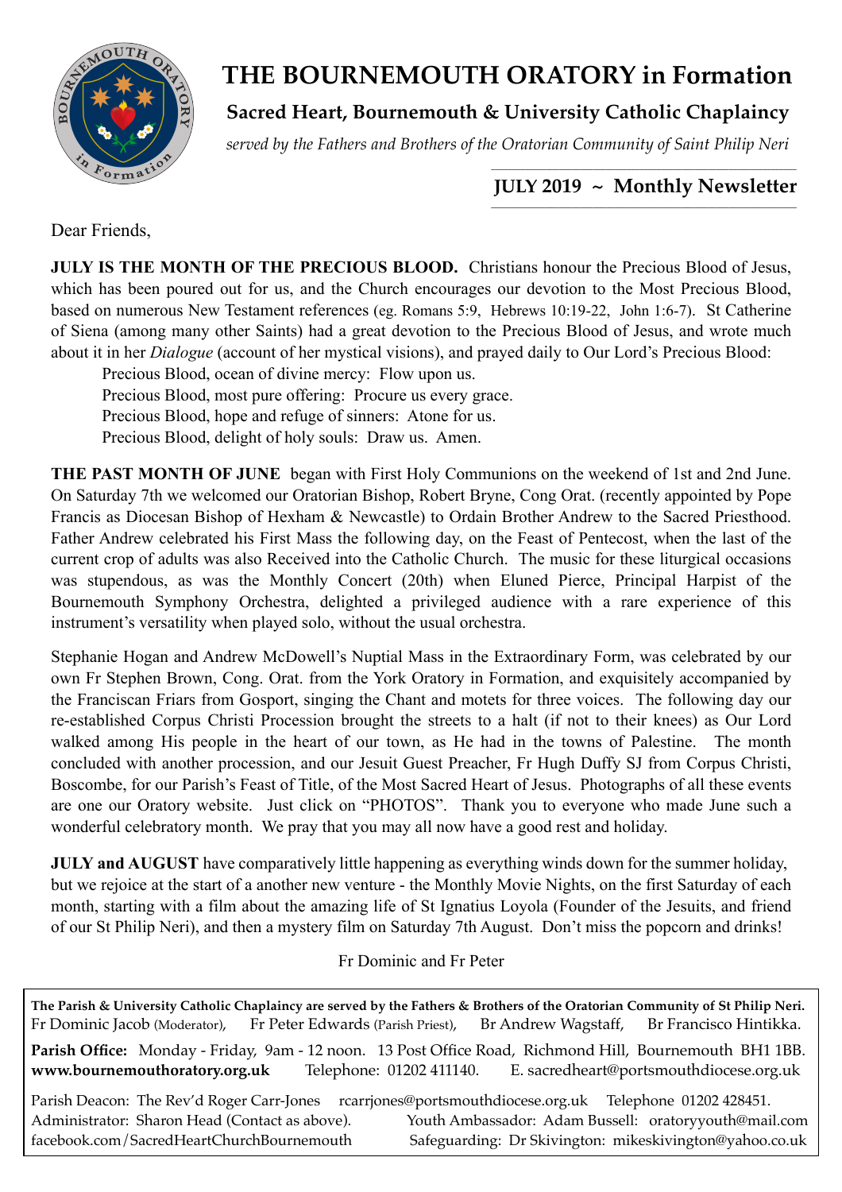# THE BOURNEMOUTH ORATORY in Formation

## Sacred Heart, Bournemouth & University Catholic Chaplaincy

*served by the Fathers and Brothers of the Oratorian Community of Saint Philip Neri*

**JULY 2019 ~ Monthly Newsletter**

Dear Friends,

**JULY IS THE MONTH OF THE PRECIOUS BLOOD.** Christians honour the Precious Blood of Jesus, which has been poured out for us, and the Church encourages our devotion to the Most Precious Blood, based on numerous New Testament references (eg. Romans 5:9, Hebrews 10:19-22, John 1:6-7). St Catherine of Siena (among many other Saints) had a great devotion to the Precious Blood of Jesus, and wrote much about it in her *Dialogue* (account of her mystical visions), and prayed daily to Our Lord's Precious Blood:

Precious Blood, ocean of divine mercy: Flow upon us.
Precious Blood, most pure offering: Procure us every grace.
Precious Blood, hope and refuge of sinners: Atone for us.
Precious Blood, delight of holy souls: Draw us. Amen.

**THE PAST MONTH OF JUNE** began with First Holy Communions on the weekend of 1st and 2nd June. On Saturday 7th we welcomed our Oratorian Bishop, Robert Bryne, Cong Orat. (recently appointed by Pope Francis as Diocesan Bishop of Hexham & Newcastle) to Ordain Brother Andrew to the Sacred Priesthood. Father Andrew celebrated his First Mass the following day, on the Feast of Pentecost, when the last of the current crop of adults was also Received into the Catholic Church. The music for these liturgical occasions was stupendous, as was the Monthly Concert (20th) when Eluned Pierce, Principal Harpist of the Bournemouth Symphony Orchestra, delighted a privileged audience with a rare experience of this instrument's versatility when played solo, without the usual orchestra.

Stephanie Hogan and Andrew McDowell's Nuptial Mass in the Extraordinary Form, was celebrated by our own Fr Stephen Brown, Cong. Orat. from the York Oratory in Formation, and exquisitely accompanied by the Franciscan Friars from Gosport, singing the Chant and motets for three voices. The following day our re-established Corpus Christi Procession brought the streets to a halt (if not to their knees) as Our Lord walked among His people in the heart of our town, as He had in the towns of Palestine. The month concluded with another procession, and our Jesuit Guest Preacher, Fr Hugh Duffy SJ from Corpus Christi, Boscombe, for our Parish's Feast of Title, of the Most Sacred Heart of Jesus. Photographs of all these events are one our Oratory website. Just click on "PHOTOS". Thank you to everyone who made June such a wonderful celebratory month. We pray that you may all now have a good rest and holiday.

**JULY and AUGUST** have comparatively little happening as everything winds down for the summer holiday, but we rejoice at the start of a another new venture - the Monthly Movie Nights, on the first Saturday of each month, starting with a film about the amazing life of St Ignatius Loyola (Founder of the Jesuits, and friend of our St Philip Neri), and then a mystery film on Saturday 7th August. Don't miss the popcorn and drinks!

Fr Dominic and Fr Peter

---

**The Parish & University Catholic Chaplaincy are served by the Fathers & Brothers of the Oratorian Community of St Philip Neri.**
Fr Dominic Jacob (Moderator), Fr Peter Edwards (Parish Priest), Br Andrew Wagstaff, Br Francisco Hintikka.

**Parish Office:** Monday - Friday, 9am - 12 noon. 13 Post Office Road, Richmond Hill, Bournemouth BH1 1BB.
**www.bournemouthoratory.org.uk** Telephone: 01202 411140. E. sacredheart@portsmouthdiocese.org.uk

Parish Deacon: The Rev'd Roger Carr-Jones rcarrjones@portsmouthdiocese.org.uk Telephone 01202 428451.
Administrator: Sharon Head (Contact as above). Youth Ambassador: Adam Bussell: oratoryyouth@mail.com
facebook.com/SacredHeartChurchBournemouth Safeguarding: Dr Skivington: mikeskivington@yahoo.co.uk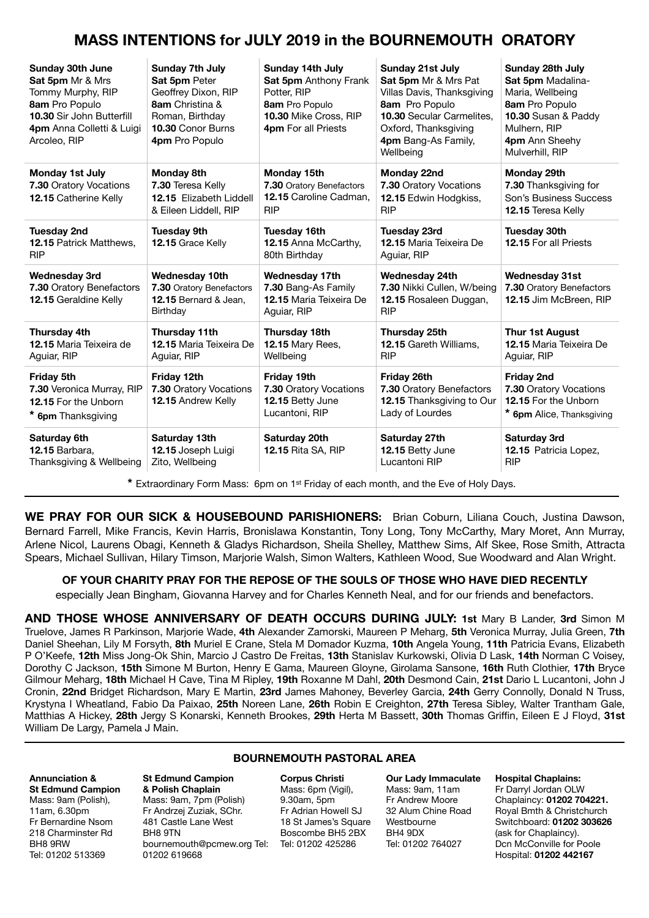# MASS INTENTIONS for JULY 2019 in the BOURNEMOUTH ORATORY

| | | | | |
|---|---|---|---|---|
| **Sunday 30th June**<br>**Sat 5pm** Mr & Mrs Tommy Murphy, RIP<br>**8am** Pro Populo<br>**10.30** Sir John Butterfill<br>**4pm** Anna Colletti & Luigi Arcoleo, RIP | **Sunday 7th July**<br>**Sat 5pm** Peter Geoffrey Dixon, RIP<br>**8am** Christina & Roman, Birthday<br>**10.30** Conor Burns<br>**4pm** Pro Populo | **Sunday 14th July**<br>**Sat 5pm** Anthony Frank Potter, RIP<br>**8am** Pro Populo<br>**10.30** Mike Cross, RIP<br>**4pm** For all Priests | **Sunday 21st July**<br>**Sat 5pm** Mr & Mrs Pat Villas Davis, Thanksgiving<br>**8am** Pro Populo<br>**10.30** Secular Carmelites, Oxford, Thanksgiving<br>**4pm** Bang-As Family, Wellbeing | **Sunday 28th July**<br>**Sat 5pm** Madalina-Maria, Wellbeing<br>**8am** Pro Populo<br>**10.30** Susan & Paddy Mulhern, RIP<br>**4pm** Ann Sheehy Mulverhill, RIP |
| **Monday 1st July**<br>**7.30** Oratory Vocations<br>**12.15** Catherine Kelly | **Monday 8th**<br>**7.30** Teresa Kelly<br>**12.15** Elizabeth Liddell & Eileen Liddell, RIP | **Monday 15th**<br>**7.30** Oratory Benefactors<br>**12.15** Caroline Cadman, RIP | **Monday 22nd**<br>**7.30** Oratory Vocations<br>**12.15** Edwin Hodgkiss, RIP | **Monday 29th**<br>**7.30** Thanksgiving for Son's Business Success<br>**12.15** Teresa Kelly |
| **Tuesday 2nd**<br>**12.15** Patrick Matthews, RIP | **Tuesday 9th**<br>**12.15** Grace Kelly | **Tuesday 16th**<br>**12.15** Anna McCarthy, 80th Birthday | **Tuesday 23rd**<br>**12.15** Maria Teixeira De Aguiar, RIP | **Tuesday 30th**<br>**12.15** For all Priests |
| **Wednesday 3rd**<br>**7.30** Oratory Benefactors<br>**12.15** Geraldine Kelly | **Wednesday 10th**<br>**7.30** Oratory Benefactors<br>**12.15** Bernard & Jean, Birthday | **Wednesday 17th**<br>**7.30** Bang-As Family<br>**12.15** Maria Teixeira De Aguiar, RIP | **Wednesday 24th**<br>**7.30** Nikki Cullen, W/being<br>**12.15** Rosaleen Duggan, RIP | **Wednesday 31st**<br>**7.30** Oratory Benefactors<br>**12.15** Jim McBreen, RIP |
| **Thursday 4th**<br>**12.15** Maria Teixeira de Aguiar, RIP | **Thursday 11th**<br>**12.15** Maria Teixeira De Aguiar, RIP | **Thursday 18th**<br>**12.15** Mary Rees, Wellbeing | **Thursday 25th**<br>**12.15** Gareth Williams, RIP | **Thur 1st August**<br>**12.15** Maria Teixeira De Aguiar, RIP |
| **Friday 5th**<br>**7.30** Veronica Murray, RIP<br>**12.15** For the Unborn<br>* **6pm** Thanksgiving | **Friday 12th**<br>**7.30** Oratory Vocations<br>**12.15** Andrew Kelly | **Friday 19th**<br>**7.30** Oratory Vocations<br>**12.15** Betty June Lucantoni, RIP | **Friday 26th**<br>**7.30** Oratory Benefactors<br>**12.15** Thanksgiving to Our Lady of Lourdes | **Friday 2nd**<br>**7.30** Oratory Vocations<br>**12.15** For the Unborn<br>* **6pm** Alice, Thanksgiving |
| **Saturday 6th**<br>**12.15** Barbara, Thanksgiving & Wellbeing | **Saturday 13th**<br>**12.15** Joseph Luigi Zito, Wellbeing | **Saturday 20th**<br>**12.15** Rita SA, RIP | **Saturday 27th**<br>**12.15** Betty June Lucantoni RIP | **Saturday 3rd**<br>**12.15** Patricia Lopez, RIP |

* Extraordinary Form Mass: 6pm on 1st Friday of each month, and the Eve of Holy Days.

**WE PRAY FOR OUR SICK & HOUSEBOUND PARISHIONERS:** Brian Coburn, Liliana Couch, Justina Dawson, Bernard Farrell, Mike Francis, Kevin Harris, Bronislawa Konstantin, Tony Long, Tony McCarthy, Mary Moret, Ann Murray, Arlene Nicol, Laurens Obagi, Kenneth & Gladys Richardson, Sheila Shelley, Matthew Sims, Alf Skee, Rose Smith, Attracta Spears, Michael Sullivan, Hilary Timson, Marjorie Walsh, Simon Walters, Kathleen Wood, Sue Woodward and Alan Wright.

**OF YOUR CHARITY PRAY FOR THE REPOSE OF THE SOULS OF THOSE WHO HAVE DIED RECENTLY**

especially Jean Bingham, Giovanna Harvey and for Charles Kenneth Neal, and for our friends and benefactors.

**AND THOSE WHOSE ANNIVERSARY OF DEATH OCCURS DURING JULY:** **1st** Mary B Lander, **3rd** Simon M Truelove, James R Parkinson, Marjorie Wade, **4th** Alexander Zamorski, Maureen P Meharg, **5th** Veronica Murray, Julia Green, **7th** Daniel Sheehan, Lily M Forsyth, **8th** Muriel E Crane, Stela M Domador Kuzma, **10th** Angela Young, **11th** Patricia Evans, Elizabeth P O'Keefe, **12th** Miss Jong-Ok Shin, Marcio J Castro De Freitas, **13th** Stanislav Kurkowski, Olivia D Lask, **14th** Norman C Voisey, Dorothy C Jackson, **15th** Simone M Burton, Henry E Gama, Maureen Gloyne, Girolama Sansone, **16th** Ruth Clothier, **17th** Bryce Gilmour Meharg, **18th** Michael H Cave, Tina M Ripley, **19th** Roxanne M Dahl, **20th** Desmond Cain, **21st** Dario L Lucantoni, John J Cronin, **22nd** Bridget Richardson, Mary E Martin, **23rd** James Mahoney, Beverley Garcia, **24th** Gerry Connolly, Donald N Truss, Krystyna I Wheatland, Fabio Da Paixao, **25th** Noreen Lane, **26th** Robin E Creighton, **27th** Teresa Sibley, Walter Trantham Gale, Matthias A Hickey, **28th** Jergy S Konarski, Kenneth Brookes, **29th** Herta M Bassett, **30th** Thomas Griffin, Eileen E J Floyd, **31st** William De Largy, Pamela J Main.

## BOURNEMOUTH PASTORAL AREA

**Annunciation & St Edmund Campion**
Mass: 9am (Polish), 11am, 6.30pm
Fr Bernardine Nsom
218 Charminster Rd
BH8 9RW
Tel: 01202 513369

**St Edmund Campion & Polish Chaplain**
Mass: 9am, 7pm (Polish)
Fr Andrzej Zuziak, SChr.
481 Castle Lane West
BH8 9TN
bournemouth@pcmew.org Tel: 01202 619668

**Corpus Christi**
Mass: 6pm (Vigil), 9.30am, 5pm
Fr Adrian Howell SJ
18 St James's Square
Boscombe BH5 2BX
Tel: 01202 425286

**Our Lady Immaculate**
Mass: 9am, 11am
Fr Andrew Moore
32 Alum Chine Road
Westbourne
BH4 9DX
Tel: 01202 764027

**Hospital Chaplains:**
Fr Darryl Jordan OLW Chaplaincy: **01202 704221.**
Royal Bmth & Christchurch Switchboard: **01202 303626** (ask for Chaplaincy).
Dcn McConville for Poole Hospital: **01202 442167**